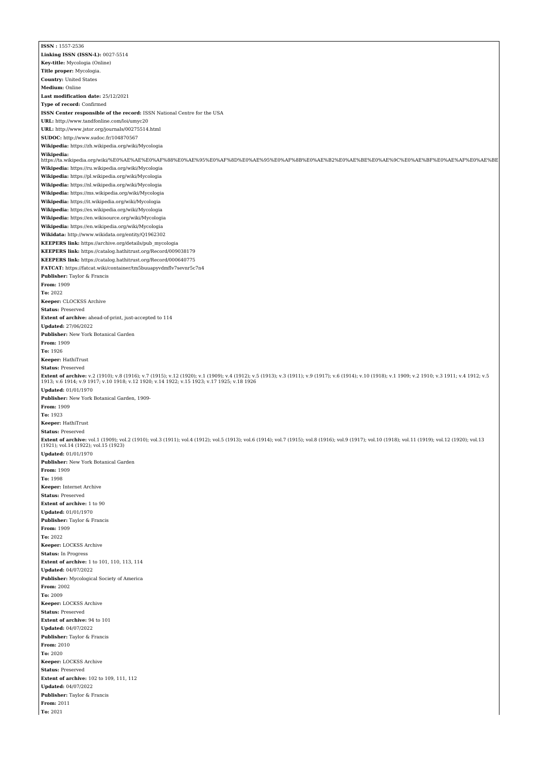**ISSN :** 1557-2536

**Linking ISSN (ISSN-L):** 0027-5514

**Key-title:** Mycologia (Online)

**Title proper:** Mycologia.

**Country:** United States

**Medium:** Online

**Last modification date:** 25/12/2021

**Type of record:** Confirmed

**ISSN Center responsible of the record:** ISSN National Centre for the USA

**URL:** http://www.tandfonline.com/loi/umyc20

**URL:** http://www.jstor.org/journals/00275514.html

**SUDOC:** http://www.sudoc.fr/104870567

**Wikipedia:** https://zh.wikipedia.org/wiki/Mycologia

**Wikipedia:** https://ta.wikipedia.org/wiki/%E0%AE%AE%E0%AF%88%E0%AE%95%E0%AF%8D%E0%AE%95%E0%AF%8B%E0%AE%B2%E0%AE%BE%E0%AE%9C%E0%AE%BF%E0%AE%AF%E0%AE%BE

**Wikipedia:** https://ru.wikipedia.org/wiki/Mycologia

**Wikipedia:** https://pl.wikipedia.org/wiki/Mycologia

**Wikipedia:** https://nl.wikipedia.org/wiki/Mycologia

**Wikipedia:** https://ms.wikipedia.org/wiki/Mycologia

**Wikipedia:** https://it.wikipedia.org/wiki/Mycologia

**Wikipedia:** https://es.wikipedia.org/wiki/Mycologia

**Wikipedia:** https://en.wikisource.org/wiki/Mycologia

**Wikipedia:** https://en.wikipedia.org/wiki/Mycologia

**Wikidata:** http://www.wikidata.org/entity/Q1962302

**KEEPERS link:** https://archive.org/details/pub_mycologia

**KEEPERS link:** https://catalog.hathitrust.org/Record/009038179

**KEEPERS link:** https://catalog.hathitrust.org/Record/000640775

**FATCAT:** https://fatcat.wiki/container/tm5buuapyvdmflv7sevnr5c7n4

**Publisher:** Taylor & Francis

**From:** 1909

**To:** 2022

**Keeper:** CLOCKSS Archive

**Status:** Preserved

**Extent of archive:** ahead-of-print, just-accepted to 114

**Updated:** 27/06/2022

**Publisher:** New York Botanical Garden

**From:** 1909

**To:** 1926

**Keeper:** HathiTrust

**Status:** Preserved

**Extent of archive:** v.2 (1910); v.8 (1916); v.7 (1915); v.12 (1920); v.1 (1909); v.4 (1912); v.5 (1913); v.3 (1911); v.9 (1917); v.6 (1914); v.10 (1918); v.1 1909; v.2 1910; v.3 1911; v.4 1912; v.5 1913; v.6 1914; v.9 1917; v.10 1918; v.12 1920; v.14 1922; v.15 1923; v.17 1925; v.18 1926

**Updated:** 01/01/1970

**Publisher:** New York Botanical Garden, 1909-

**From:** 1909

**To:** 1923

**Keeper:** HathiTrust

**Status:** Preserved

**Extent of archive:** vol.1 (1909); vol.2 (1910); vol.3 (1911); vol.4 (1912); vol.5 (1913); vol.6 (1914); vol.7 (1915); vol.8 (1916); vol.9 (1917); vol.10 (1918); vol.11 (1919); vol.12 (1920); vol.13 (1921); vol.14 (1922); vol.15 (1923)

**Updated:** 01/01/1970

**Publisher:** New York Botanical Garden

**From:** 1909

**To:** 1998

**Keeper:** Internet Archive

**Status:** Preserved

**Extent of archive:** 1 to 90

**Updated:** 01/01/1970

**Publisher:** Taylor & Francis

**From:** 1909

**To:** 2022

**Keeper:** LOCKSS Archive

**Status:** In Progress

**Extent of archive:** 1 to 101, 110, 113, 114

**Updated:** 04/07/2022

**Publisher:** Mycological Society of America

**From:** 2002

**To:** 2009

**Keeper:** LOCKSS Archive

**Status:** Preserved

**Extent of archive:** 94 to 101

**Updated:** 04/07/2022

**Publisher:** Taylor & Francis

**From:** 2010

**To:** 2020

**Keeper:** LOCKSS Archive

**Status:** Preserved

**Extent of archive:** 102 to 109, 111, 112

**Updated:** 04/07/2022

**Publisher:** Taylor & Francis

**From:** 2011

**To:** 2021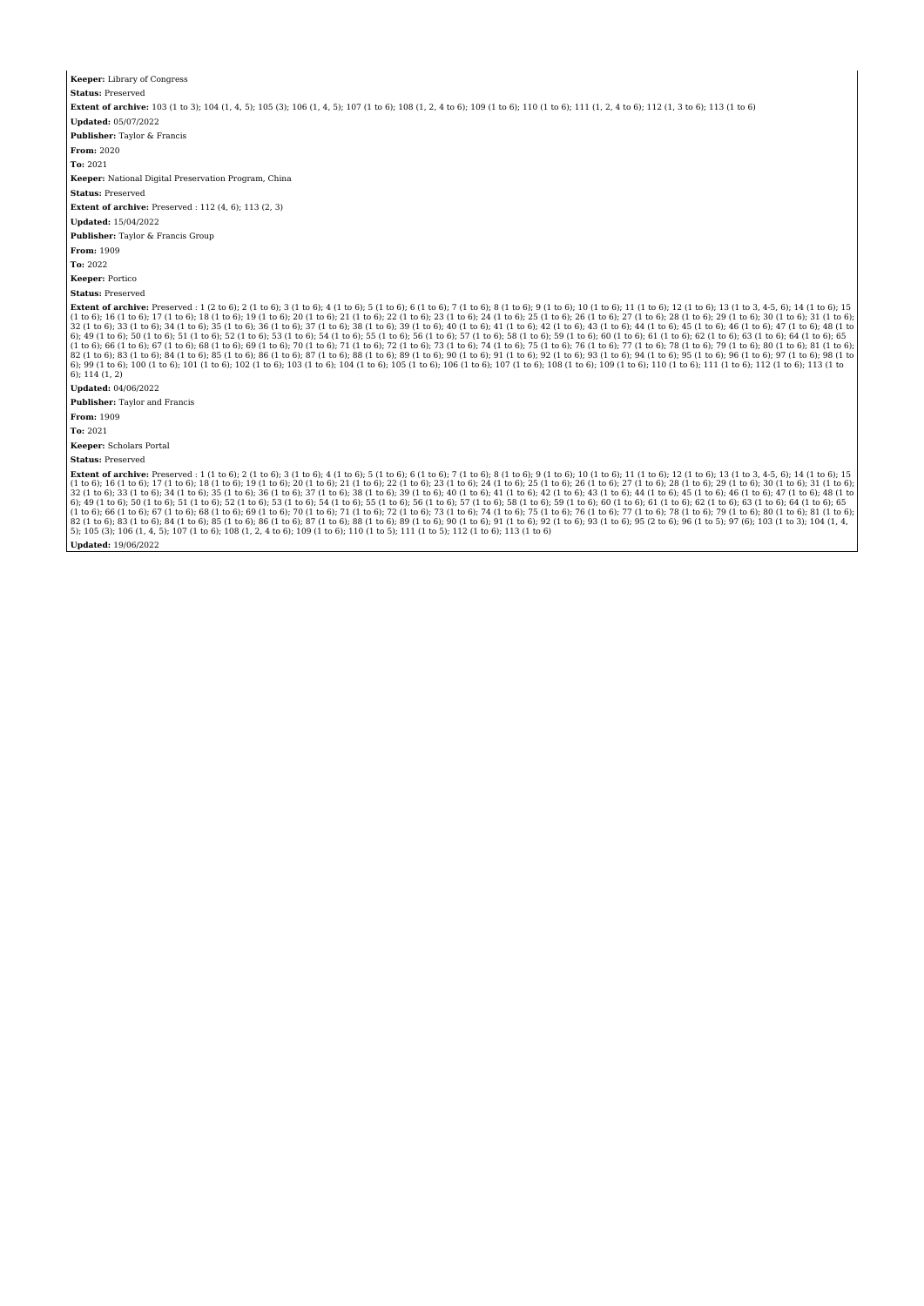**Keeper:** Library of Congress

**Status:** Preserved

**Extent of archive:** 103 (1 to 3); 104 (1, 4, 5); 105 (3); 106 (1, 4, 5); 107 (1 to 6); 108 (1, 2, 4 to 6); 109 (1 to 6); 110 (1 to 6); 111 (1, 2, 4 to 6); 112 (1, 3 to 6); 113 (1 to 6)

**Updated:** 05/07/2022

**Publisher:** Taylor & Francis

**From:** 2020

**To:** 2021

**Keeper:** National Digital Preservation Program, China

**Status:** Preserved

**Extent of archive:** Preserved : 112 (4, 6); 113 (2, 3)

**Updated:** 15/04/2022

**Publisher:** Taylor & Francis Group

**From:** 1909

**To:** 2022

**Keeper:** Portico

**Status:** Preserved

**Extent of archive:** Preserved : 1 (2 to 6); 2 (1 to 6); 3 (1 to 6); 4 (1 to 6); 5 (1 to 6); 6 (1 to 6); 7 (1 to 6); 8 (1 to 6); 9 (1 to 6); 10 (1 to 6); 11 (1 to 6); 12 (1 to 6); 13 (1 to 3, 4-5, 6); 14 (1 to 6); 15 (1 to 6); 16 (1 to 6); 17 (1 to 6); 18 (1 to 6); 19 (1 to 6); 20 (1 to 6); 21 (1 to 6); 22 (1 to 6); 23 (1 to 6); 24 (1 to 6); 25 (1 to 6); 26 (1 to 6); 27 (1 to 6); 28 (1 to 6); 29 (1 to 6); 30 (1 to 6); 31 (1 to 6); 32 (1 to 6); 33 (1 to 6); 34 (1 to 6); 35 (1 to 6); 36 (1 to 6); 37 (1 to 6); 38 (1 to 6); 39 (1 to 6); 40 (1 to 6); 41 (1 to 6); 42 (1 to 6); 43 (1 to 6); 44 (1 to 6); 45 (1 to 6); 46 (1 to 6); 47 (1 to 6); 48 (1 to 6); 49 (1 to 6); 50 (1 to 6); 51 (1 to 6); 52 (1 to 6); 53 (1 to 6); 54 (1 to 6); 55 (1 to 6); 56 (1 to 6); 57 (1 to 6); 58 (1 to 6); 59 (1 to 6); 60 (1 to 6); 61 (1 to 6); 62 (1 to 6); 63 (1 to 6); 64 (1 to 6); 65 (1 to 6); 66 (1 to 6); 67 (1 to 6); 68 (1 to 6); 69 (1 to 6); 70 (1 to 6); 71 (1 to 6); 72 (1 to 6); 73 (1 to 6); 74 (1 to 6); 75 (1 to 6); 76 (1 to 6); 77 (1 to 6); 78 (1 to 6); 79 (1 to 6); 80 (1 to 6); 81 (1 to 6); 82 (1 to 6); 83 (1 to 6); 84 (1 to 6); 85 (1 to 6); 86 (1 to 6); 87 (1 to 6); 88 (1 to 6); 89 (1 to 6); 90 (1 to 6); 91 (1 to 6); 92 (1 to 6); 93 (1 to 6); 94 (1 to 6); 95 (1 to 6); 96 (1 to 6); 97 (1 to 6); 98 (1 to 6); 99 (1 to 6); 100 (1 to 6); 101 (1 to 6); 102 (1 to 6); 103 (1 to 6); 104 (1 to 6); 105 (1 to 6); 106 (1 to 6); 107 (1 to 6); 108 (1 to 6); 109 (1 to 6); 110 (1 to 6); 111 (1 to 6); 112 (1 to 6); 113 (1 to 6); 114 (1, 2)

**Updated:** 04/06/2022

**Publisher:** Taylor and Francis

**From:** 1909

**To:** 2021

**Keeper:** Scholars Portal

**Status:** Preserved

**Extent of archive:** Preserved : 1 (1 to 6); 2 (1 to 6); 3 (1 to 6); 4 (1 to 6); 5 (1 to 6); 6 (1 to 6); 7 (1 to 6); 8 (1 to 6); 9 (1 to 6); 10 (1 to 6); 11 (1 to 6); 12 (1 to 6); 13 (1 to 3, 4-5, 6); 14 (1 to 6); 15 (1 to 6); 16 (1 to 6); 17 (1 to 6); 18 (1 to 6); 19 (1 to 6); 20 (1 to 6); 21 (1 to 6); 22 (1 to 6); 23 (1 to 6); 24 (1 to 6); 25 (1 to 6); 26 (1 to 6); 27 (1 to 6); 28 (1 to 6); 29 (1 to 6); 30 (1 to 6); 31 (1 to 6); 32 (1 to 6); 33 (1 to 6); 34 (1 to 6); 35 (1 to 6); 36 (1 to 6); 37 (1 to 6); 38 (1 to 6); 39 (1 to 6); 40 (1 to 6); 41 (1 to 6); 42 (1 to 6); 43 (1 to 6); 44 (1 to 6); 45 (1 to 6); 46 (1 to 6); 47 (1 to 6); 48 (1 to 6); 49 (1 to 6); 50 (1 to 6); 51 (1 to 6); 52 (1 to 6); 53 (1 to 6); 54 (1 to 6); 55 (1 to 6); 56 (1 to 6); 57 (1 to 6); 58 (1 to 6); 59 (1 to 6); 60 (1 to 6); 61 (1 to 6); 62 (1 to 6); 63 (1 to 6); 64 (1 to 6); 65 (1 to 6); 66 (1 to 6); 67 (1 to 6); 68 (1 to 6); 69 (1 to 6); 70 (1 to 6); 71 (1 to 6); 72 (1 to 6); 73 (1 to 6); 74 (1 to 6); 75 (1 to 6); 76 (1 to 6); 77 (1 to 6); 78 (1 to 6); 79 (1 to 6); 80 (1 to 6); 81 (1 to 6); 82 (1 to 6); 83 (1 to 6); 84 (1 to 6); 85 (1 to 6); 86 (1 to 6); 87 (1 to 6); 88 (1 to 6); 89 (1 to 6); 90 (1 to 6); 91 (1 to 6); 92 (1 to 6); 93 (1 to 6); 95 (2 to 6); 96 (1 to 5); 97 (6); 103 (1 to 3); 104 (1, 4, 5); 105 (3); 106 (1, 4, 5); 107 (1 to 6); 108 (1, 2, 4 to 6); 109 (1 to 6); 110 (1 to 5); 111 (1 to 5); 112 (1 to 6); 113 (1 to 6)

**Updated:** 19/06/2022